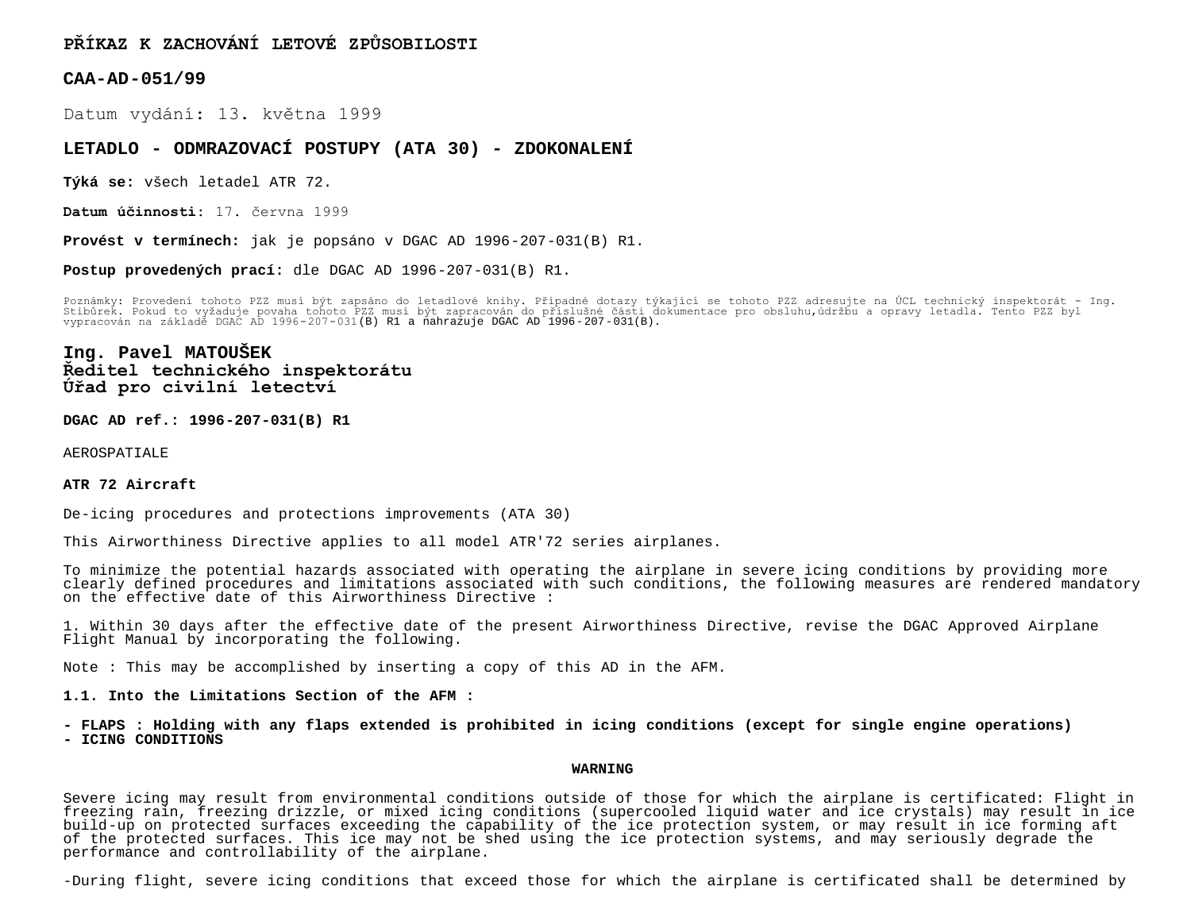**PŘÍKAZ K ZACHOVÁNÍ LETOVÉ ZPŮSOBILOSTI**

**CAA-AD-051/99**

Datum vydání: 13. května 1999

**LETADLO - ODMRAZOVACÍ POSTUPY (ATA 30) - ZDOKONALENÍ**

**Týká se:** všech letadel ATR 72.

**Datum účinnosti:** 17. června 1999

**Provést v termínech:** jak je popsáno v DGAC AD 1996-207-031(B) R1.

**Postup provedených prací:** dle DGAC AD 1996-207-031(B) R1.

Poznámky: Provedení tohoto PZZ musí být zapsáno do letadlové knihy. Případné dotazy týkající se tohoto PZZ adresujte na ÚCL technický inspektorát - Ing. Stibůrek. Pokud to vyžaduje povaha tohoto PZZ musí být zapracován do příslušné části dokumentace pro obsluhu,údržbu a opravy letadla. Tento PZZ byl vypracován na základě DGAC AD 1996-207-031(B) R1 a nahrazuje DGAC AD 1996-207-031(B).

**Ing. Pavel MATOUŠEK**
**Ředitel technického inspektorátu**
**Úřad pro civilní letectví**

**DGAC AD ref.: 1996-207-031(B) R1**

AEROSPATIALE

**ATR 72 Aircraft**

De-icing procedures and protections improvements (ATA 30)

This Airworthiness Directive applies to all model ATR'72 series airplanes.

To minimize the potential hazards associated with operating the airplane in severe icing conditions by providing more clearly defined procedures and limitations associated with such conditions, the following measures are rendered mandatory on the effective date of this Airworthiness Directive :

1. Within 30 days after the effective date of the present Airworthiness Directive, revise the DGAC Approved Airplane Flight Manual by incorporating the following.

Note : This may be accomplished by inserting a copy of this AD in the AFM.

**1.1. Into the Limitations Section of the AFM :**

**- FLAPS : Holding with any flaps extended is prohibited in icing conditions (except for single engine operations)**
**- ICING CONDITIONS**

**WARNING**

Severe icing may result from environmental conditions outside of those for which the airplane is certificated: Flight in freezing rain, freezing drizzle, or mixed icing conditions (supercooled liquid water and ice crystals) may result in ice build-up on protected surfaces exceeding the capability of the ice protection system, or may result in ice forming aft of the protected surfaces. This ice may not be shed using the ice protection systems, and may seriously degrade the performance and controllability of the airplane.

-During flight, severe icing conditions that exceed those for which the airplane is certificated shall be determined by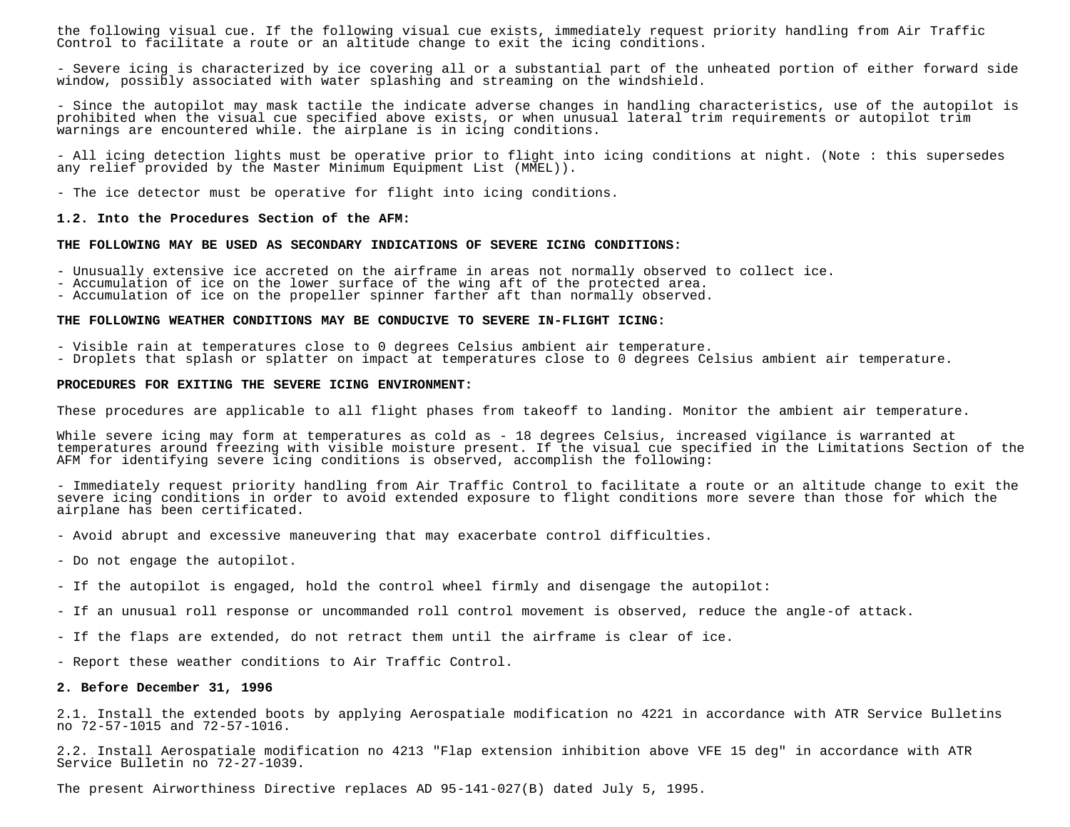the following visual cue. If the following visual cue exists, immediately request priority handling from Air Traffic Control to facilitate a route or an altitude change to exit the icing conditions.

- Severe icing is characterized by ice covering all or a substantial part of the unheated portion of either forward side window, possibly associated with water splashing and streaming on the windshield.

- Since the autopilot may mask tactile the indicate adverse changes in handling characteristics, use of the autopilot is prohibited when the visual cue specified above exists, or when unusual lateral trim requirements or autopilot trim warnings are encountered while. the airplane is in icing conditions.

- All icing detection lights must be operative prior to flight into icing conditions at night. (Note : this supersedes any relief provided by the Master Minimum Equipment List (MMEL)).

- The ice detector must be operative for flight into icing conditions.

**1.2. Into the Procedures Section of the AFM:**

**THE FOLLOWING MAY BE USED AS SECONDARY INDICATIONS OF SEVERE ICING CONDITIONS:**

- Unusually extensive ice accreted on the airframe in areas not normally observed to collect ice.
- Accumulation of ice on the lower surface of the wing aft of the protected area.
- Accumulation of ice on the propeller spinner farther aft than normally observed.

**THE FOLLOWING WEATHER CONDITIONS MAY BE CONDUCIVE TO SEVERE IN-FLIGHT ICING:**

- Visible rain at temperatures close to 0 degrees Celsius ambient air temperature.
- Droplets that splash or splatter on impact at temperatures close to 0 degrees Celsius ambient air temperature.

**PROCEDURES FOR EXITING THE SEVERE ICING ENVIRONMENT:**

These procedures are applicable to all flight phases from takeoff to landing. Monitor the ambient air temperature.

While severe icing may form at temperatures as cold as - 18 degrees Celsius, increased vigilance is warranted at temperatures around freezing with visible moisture present. If the visual cue specified in the Limitations Section of the AFM for identifying severe icing conditions is observed, accomplish the following:

- Immediately request priority handling from Air Traffic Control to facilitate a route or an altitude change to exit the severe icing conditions in order to avoid extended exposure to flight conditions more severe than those for which the airplane has been certificated.

- Avoid abrupt and excessive maneuvering that may exacerbate control difficulties.

- Do not engage the autopilot.

- If the autopilot is engaged, hold the control wheel firmly and disengage the autopilot:

- If an unusual roll response or uncommanded roll control movement is observed, reduce the angle-of attack.

- If the flaps are extended, do not retract them until the airframe is clear of ice.

- Report these weather conditions to Air Traffic Control.

**2. Before December 31, 1996**

2.1. Install the extended boots by applying Aerospatiale modification no 4221 in accordance with ATR Service Bulletins no 72-57-1015 and 72-57-1016.

2.2. Install Aerospatiale modification no 4213 "Flap extension inhibition above VFE 15 deg" in accordance with ATR Service Bulletin no 72-27-1039.

The present Airworthiness Directive replaces AD 95-141-027(B) dated July 5, 1995.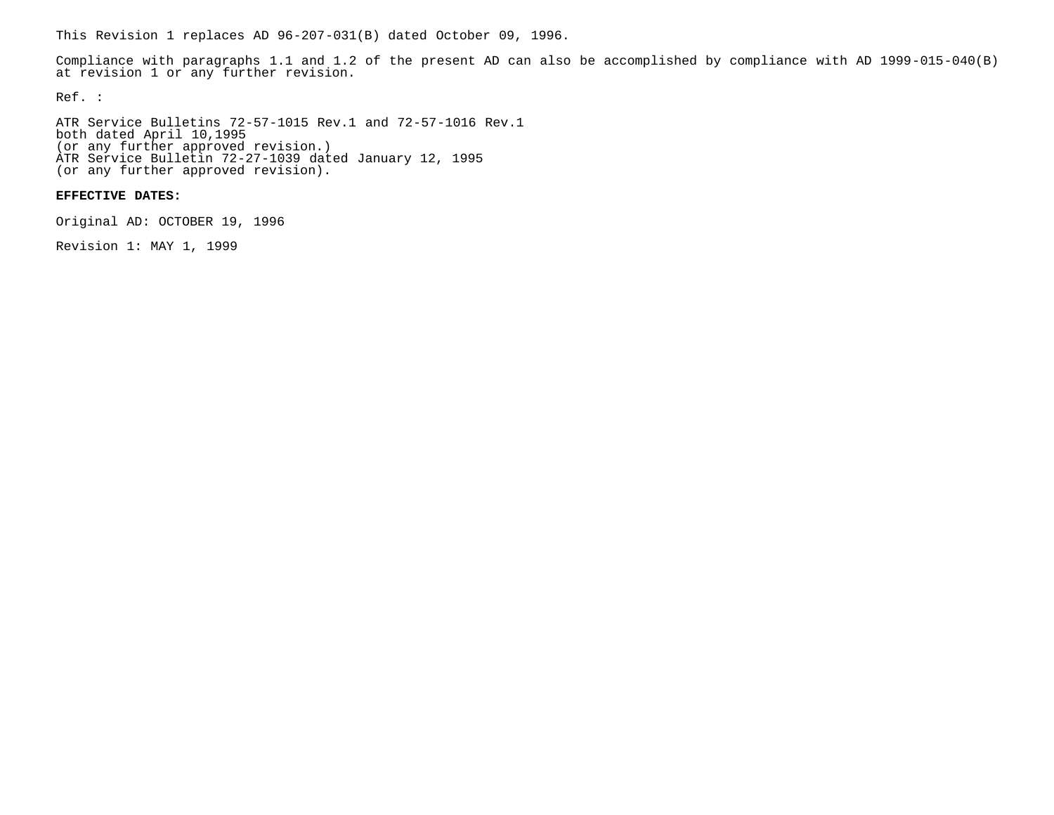This Revision 1 replaces AD 96-207-031(B) dated October 09, 1996.

Compliance with paragraphs 1.1 and 1.2 of the present AD can also be accomplished by compliance with AD 1999-015-040(B) at revision 1 or any further revision.

Ref. :

ATR Service Bulletins 72-57-1015 Rev.1 and 72-57-1016 Rev.1
both dated April 10,1995
(or any further approved revision.)
ATR Service Bulletin 72-27-1039 dated January 12, 1995
(or any further approved revision).

**EFFECTIVE DATES:**

Original AD: OCTOBER 19, 1996

Revision 1: MAY 1, 1999